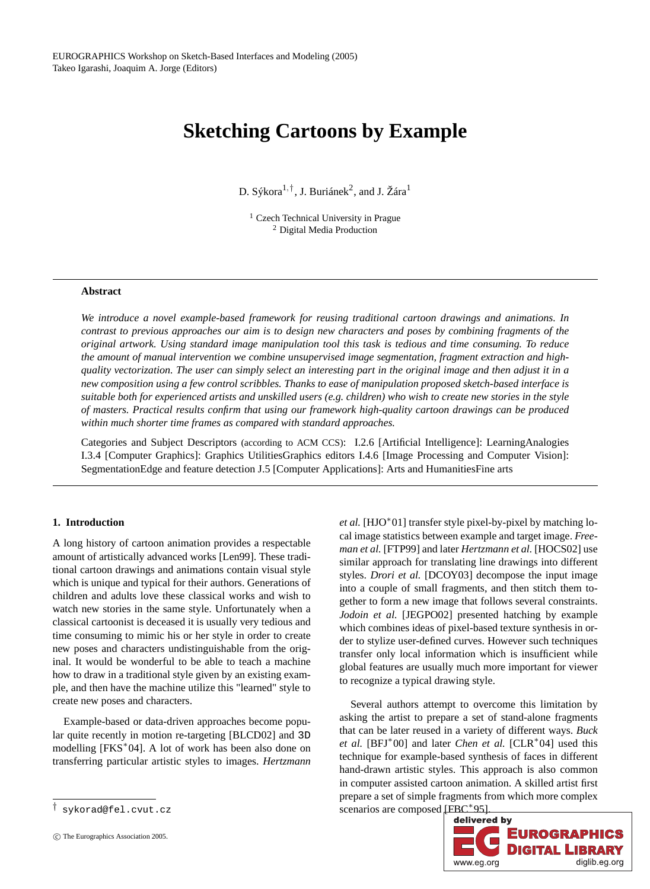EUROGRAPHICS Workshop on Sketch-Based Interfaces and Modeling (2005)
Takeo Igarashi, Joaquim A. Jorge (Editors)

# Sketching Cartoons by Example

D. Sýkora[1,†], J. Buriánek[2], and J. Žára[1]

[1] Czech Technical University in Prague
[2] Digital Media Production

---

**Abstract**

*We introduce a novel example-based framework for reusing traditional cartoon drawings and animations. In contrast to previous approaches our aim is to design new characters and poses by combining fragments of the original artwork. Using standard image manipulation tool this task is tedious and time consuming. To reduce the amount of manual intervention we combine unsupervised image segmentation, fragment extraction and high-quality vectorization. The user can simply select an interesting part in the original image and then adjust it in a new composition using a few control scribbles. Thanks to ease of manipulation proposed sketch-based interface is suitable both for experienced artists and unskilled users (e.g. children) who wish to create new stories in the style of masters. Practical results confirm that using our framework high-quality cartoon drawings can be produced within much shorter time frames as compared with standard approaches.*

Categories and Subject Descriptors (according to ACM CCS): I.2.6 [Artificial Intelligence]: LearningAnalogies I.3.4 [Computer Graphics]: Graphics UtilitiesGraphics editors I.4.6 [Image Processing and Computer Vision]: SegmentationEdge and feature detection J.5 [Computer Applications]: Arts and HumanitiesFine arts

---

## 1. Introduction

A long history of cartoon animation provides a respectable amount of artistically advanced works [Len99]. These traditional cartoon drawings and animations contain visual style which is unique and typical for their authors. Generations of children and adults love these classical works and wish to watch new stories in the same style. Unfortunately when a classical cartoonist is deceased it is usually very tedious and time consuming to mimic his or her style in order to create new poses and characters undistinguishable from the original. It would be wonderful to be able to teach a machine how to draw in a traditional style given by an existing example, and then have the machine utilize this "learned" style to create new poses and characters.

Example-based or data-driven approaches become popular quite recently in motion re-targeting [BLCD02] and 3D modelling [FKS*04]. A lot of work has been also done on transferring particular artistic styles to images. *Hertzmann et al.* [HJO*01] transfer style pixel-by-pixel by matching local image statistics between example and target image. *Freeman et al.* [FTP99] and later *Hertzmann et al.* [HOCS02] use similar approach for translating line drawings into different styles. *Drori et al.* [DCOY03] decompose the input image into a couple of small fragments, and then stitch them together to form a new image that follows several constraints. *Jodoin et al.* [JEGPO02] presented hatching by example which combines ideas of pixel-based texture synthesis in order to stylize user-defined curves. However such techniques transfer only local information which is insufficient while global features are usually much more important for viewer to recognize a typical drawing style.

Several authors attempt to overcome this limitation by asking the artist to prepare a set of stand-alone fragments that can be later reused in a variety of different ways. *Buck et al.* [BFJ*00] and later *Chen et al.* [CLR*04] used this technique for example-based synthesis of faces in different hand-drawn artistic styles. This approach is also common in computer assisted cartoon animation. A skilled artist first prepare a set of simple fragments from which more complex scenarios are composed [FBC*95].

† sykorad@fel.cvut.cz

© The Eurographics Association 2005.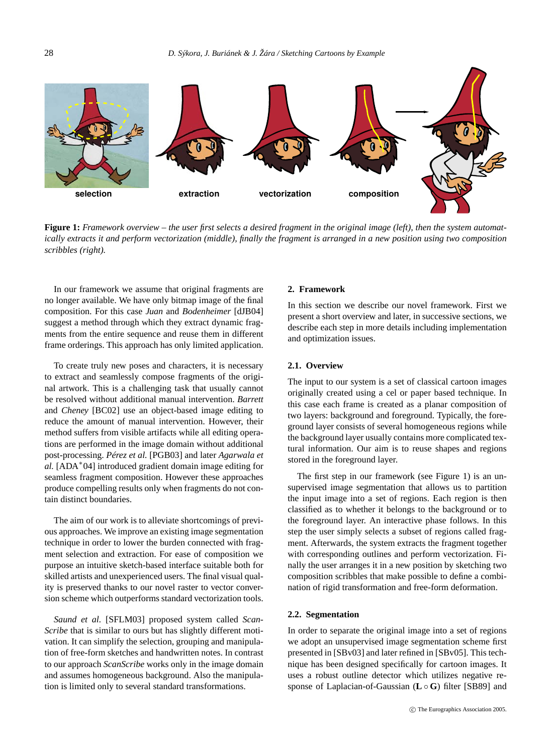selection extraction vectorization composition

**Figure 1:** *Framework overview – the user first selects a desired fragment in the original image (left), then the system automatically extracts it and perform vectorization (middle), finally the fragment is arranged in a new position using two composition scribbles (right).*

In our framework we assume that original fragments are no longer available. We have only bitmap image of the final composition. For this case *Juan* and *Bodenheimer* [dJB04] suggest a method through which they extract dynamic fragments from the entire sequence and reuse them in different frame orderings. This approach has only limited application.

To create truly new poses and characters, it is necessary to extract and seamlessly compose fragments of the original artwork. This is a challenging task that usually cannot be resolved without additional manual intervention. *Barrett* and *Cheney* [BC02] use an object-based image editing to reduce the amount of manual intervention. However, their method suffers from visible artifacts while all editing operations are performed in the image domain without additional post-processing. *Pérez et al.* [PGB03] and later *Agarwala et al.* [ADA*04] introduced gradient domain image editing for seamless fragment composition. However these approaches produce compelling results only when fragments do not contain distinct boundaries.

The aim of our work is to alleviate shortcomings of previous approaches. We improve an existing image segmentation technique in order to lower the burden connected with fragment selection and extraction. For ease of composition we purpose an intuitive sketch-based interface suitable both for skilled artists and unexperienced users. The final visual quality is preserved thanks to our novel raster to vector conversion scheme which outperforms standard vectorization tools.

*Saund et al.* [SFLM03] proposed system called *ScanScribe* that is similar to ours but has slightly different motivation. It can simplify the selection, grouping and manipulation of free-form sketches and handwritten notes. In contrast to our approach *ScanScribe* works only in the image domain and assumes homogeneous background. Also the manipulation is limited only to several standard transformations.

## 2. Framework

In this section we describe our novel framework. First we present a short overview and later, in successive sections, we describe each step in more details including implementation and optimization issues.

### 2.1. Overview

The input to our system is a set of classical cartoon images originally created using a cel or paper based technique. In this case each frame is created as a planar composition of two layers: background and foreground. Typically, the foreground layer consists of several homogeneous regions while the background layer usually contains more complicated textural information. Our aim is to reuse shapes and regions stored in the foreground layer.

The first step in our framework (see Figure 1) is an unsupervised image segmentation that allows us to partition the input image into a set of regions. Each region is then classified as to whether it belongs to the background or to the foreground layer. An interactive phase follows. In this step the user simply selects a subset of regions called fragment. Afterwards, the system extracts the fragment together with corresponding outlines and perform vectorization. Finally the user arranges it in a new position by sketching two composition scribbles that make possible to define a combination of rigid transformation and free-form deformation.

### 2.2. Segmentation

In order to separate the original image into a set of regions we adopt an unsupervised image segmentation scheme first presented in [SBv03] and later refined in [SBv05]. This technique has been designed specifically for cartoon images. It uses a robust outline detector which utilizes negative response of Laplacian-of-Gaussian ($\mathbf{L} \circ \mathbf{G}$) filter [SB89] and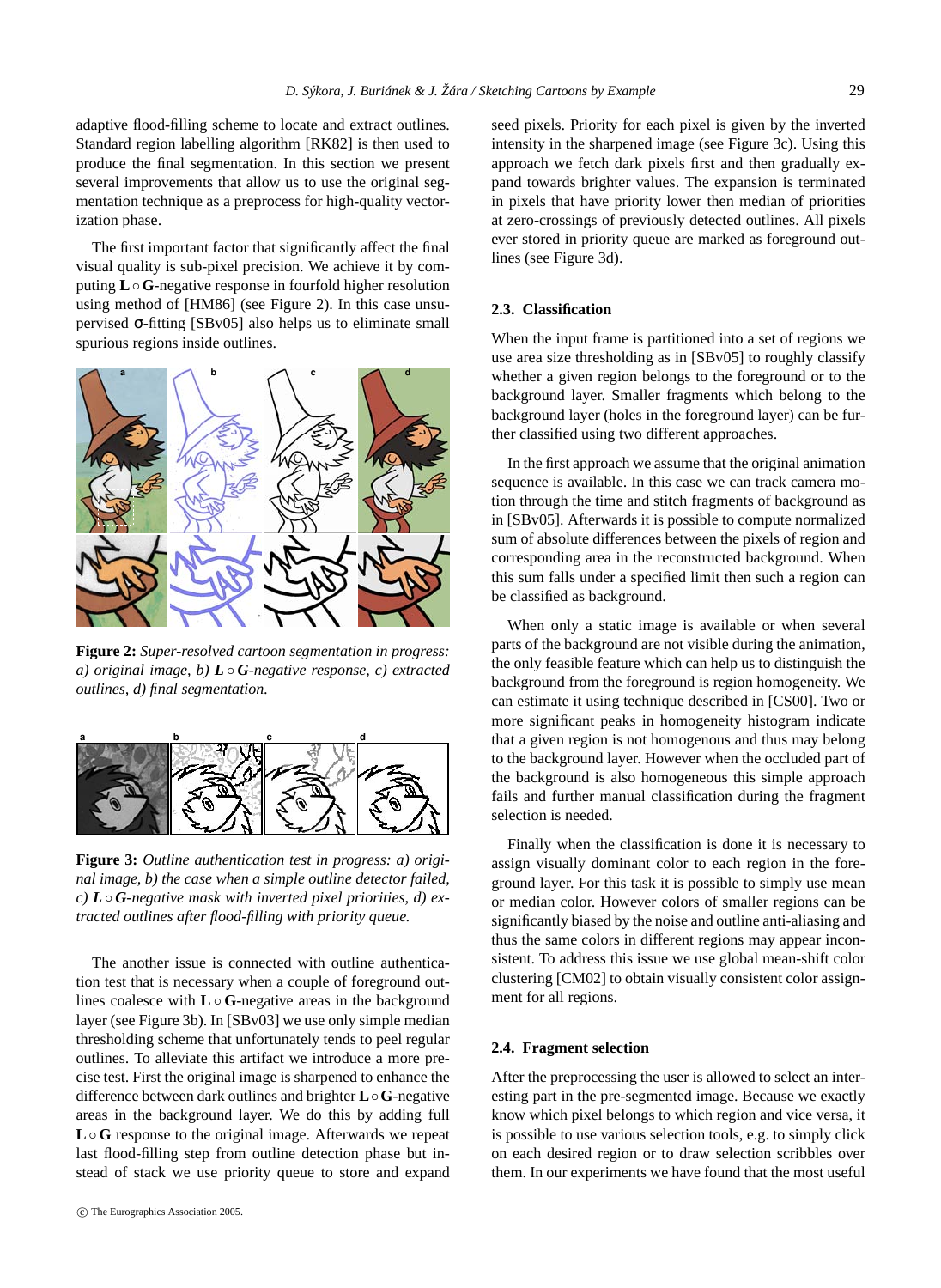adaptive flood-filling scheme to locate and extract outlines. Standard region labelling algorithm [RK82] is then used to produce the final segmentation. In this section we present several improvements that allow us to use the original segmentation technique as a preprocess for high-quality vectorization phase.

The first important factor that significantly affect the final visual quality is sub-pixel precision. We achieve it by computing $\mathbf{L} \circ \mathbf{G}$-negative response in fourfold higher resolution using method of [HM86] (see Figure 2). In this case unsupervised σ-fitting [SBv05] also helps us to eliminate small spurious regions inside outlines.

**Figure 2:** *Super-resolved cartoon segmentation in progress: a) original image, b) $\mathbf{L} \circ \mathbf{G}$-negative response, c) extracted outlines, d) final segmentation.*

**Figure 3:** *Outline authentication test in progress: a) original image, b) the case when a simple outline detector failed, c) $\mathbf{L} \circ \mathbf{G}$-negative mask with inverted pixel priorities, d) extracted outlines after flood-filling with priority queue.*

The another issue is connected with outline authentication test that is necessary when a couple of foreground outlines coalesce with $\mathbf{L} \circ \mathbf{G}$-negative areas in the background layer (see Figure 3b). In [SBv03] we use only simple median thresholding scheme that unfortunately tends to peel regular outlines. To alleviate this artifact we introduce a more precise test. First the original image is sharpened to enhance the difference between dark outlines and brighter $\mathbf{L} \circ \mathbf{G}$-negative areas in the background layer. We do this by adding full $\mathbf{L} \circ \mathbf{G}$ response to the original image. Afterwards we repeat last flood-filling step from outline detection phase but instead of stack we use priority queue to store and expand seed pixels. Priority for each pixel is given by the inverted intensity in the sharpened image (see Figure 3c). Using this approach we fetch dark pixels first and then gradually expand towards brighter values. The expansion is terminated in pixels that have priority lower then median of priorities at zero-crossings of previously detected outlines. All pixels ever stored in priority queue are marked as foreground outlines (see Figure 3d).

### 2.3. Classification

When the input frame is partitioned into a set of regions we use area size thresholding as in [SBv05] to roughly classify whether a given region belongs to the foreground or to the background layer. Smaller fragments which belong to the background layer (holes in the foreground layer) can be further classified using two different approaches.

In the first approach we assume that the original animation sequence is available. In this case we can track camera motion through the time and stitch fragments of background as in [SBv05]. Afterwards it is possible to compute normalized sum of absolute differences between the pixels of region and corresponding area in the reconstructed background. When this sum falls under a specified limit then such a region can be classified as background.

When only a static image is available or when several parts of the background are not visible during the animation, the only feasible feature which can help us to distinguish the background from the foreground is region homogeneity. We can estimate it using technique described in [CS00]. Two or more significant peaks in homogeneity histogram indicate that a given region is not homogenous and thus may belong to the background layer. However when the occluded part of the background is also homogeneous this simple approach fails and further manual classification during the fragment selection is needed.

Finally when the classification is done it is necessary to assign visually dominant color to each region in the foreground layer. For this task it is possible to simply use mean or median color. However colors of smaller regions can be significantly biased by the noise and outline anti-aliasing and thus the same colors in different regions may appear inconsistent. To address this issue we use global mean-shift color clustering [CM02] to obtain visually consistent color assignment for all regions.

### 2.4. Fragment selection

After the preprocessing the user is allowed to select an interesting part in the pre-segmented image. Because we exactly know which pixel belongs to which region and vice versa, it is possible to use various selection tools, e.g. to simply click on each desired region or to draw selection scribbles over them. In our experiments we have found that the most useful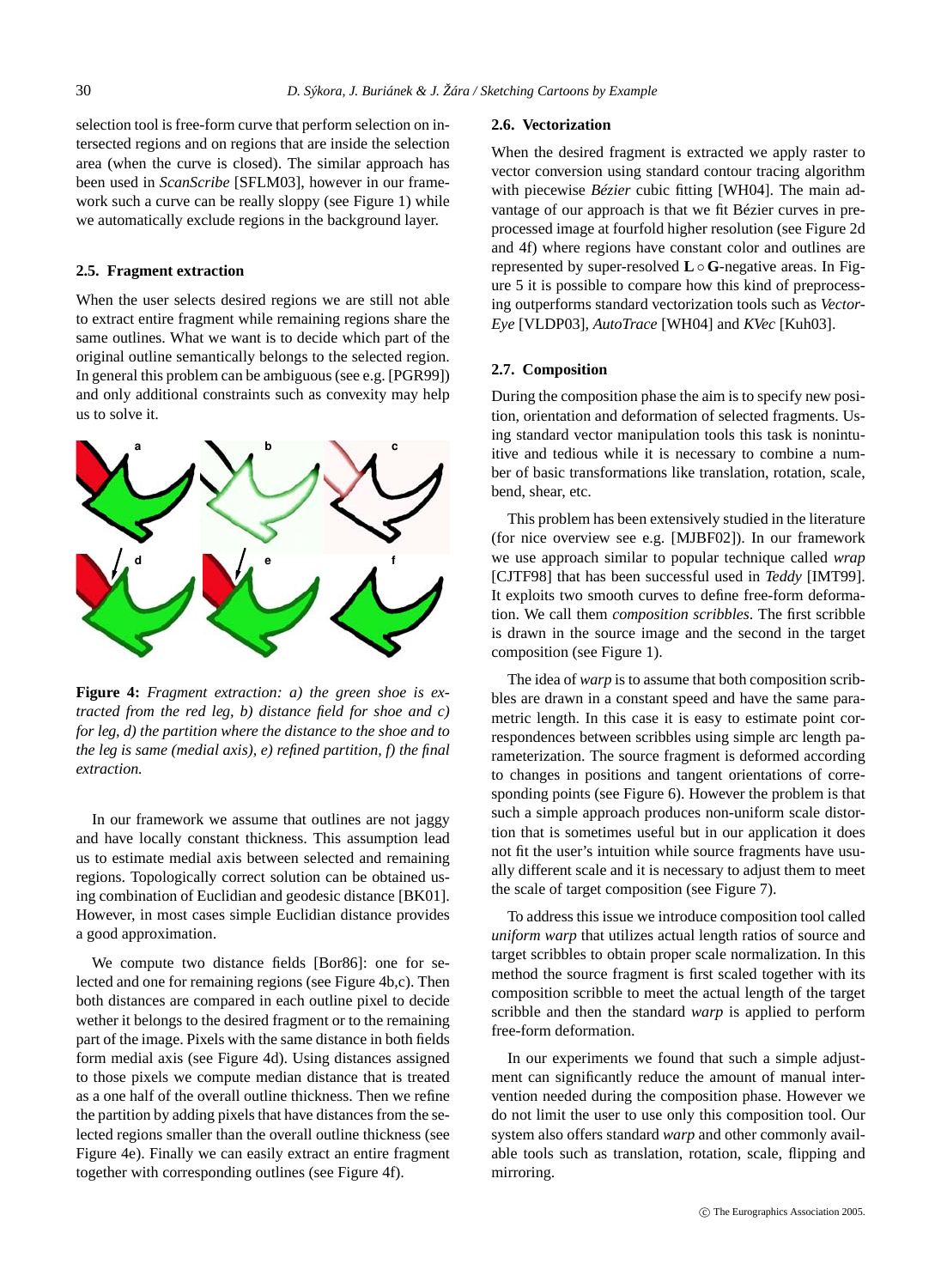selection tool is free-form curve that perform selection on intersected regions and on regions that are inside the selection area (when the curve is closed). The similar approach has been used in *ScanScribe* [SFLM03], however in our framework such a curve can be really sloppy (see Figure 1) while we automatically exclude regions in the background layer.

### 2.5. Fragment extraction

When the user selects desired regions we are still not able to extract entire fragment while remaining regions share the same outlines. What we want is to decide which part of the original outline semantically belongs to the selected region. In general this problem can be ambiguous (see e.g. [PGR99]) and only additional constraints such as convexity may help us to solve it.

**Figure 4:** *Fragment extraction: a) the green shoe is extracted from the red leg, b) distance field for shoe and c) for leg, d) the partition where the distance to the shoe and to the leg is same (medial axis), e) refined partition, f) the final extraction.*

In our framework we assume that outlines are not jaggy and have locally constant thickness. This assumption lead us to estimate medial axis between selected and remaining regions. Topologically correct solution can be obtained using combination of Euclidian and geodesic distance [BK01]. However, in most cases simple Euclidian distance provides a good approximation.

We compute two distance fields [Bor86]: one for selected and one for remaining regions (see Figure 4b,c). Then both distances are compared in each outline pixel to decide wether it belongs to the desired fragment or to the remaining part of the image. Pixels with the same distance in both fields form medial axis (see Figure 4d). Using distances assigned to those pixels we compute median distance that is treated as a one half of the overall outline thickness. Then we refine the partition by adding pixels that have distances from the selected regions smaller than the overall outline thickness (see Figure 4e). Finally we can easily extract an entire fragment together with corresponding outlines (see Figure 4f).

### 2.6. Vectorization

When the desired fragment is extracted we apply raster to vector conversion using standard contour tracing algorithm with piecewise *Bézier* cubic fitting [WH04]. The main advantage of our approach is that we fit Bézier curves in preprocessed image at fourfold higher resolution (see Figure 2d and 4f) where regions have constant color and outlines are represented by super-resolved $\mathbf{L} \circ \mathbf{G}$-negative areas. In Figure 5 it is possible to compare how this kind of preprocessing outperforms standard vectorization tools such as *Vector-Eye* [VLDP03], *AutoTrace* [WH04] and *KVec* [Kuh03].

### 2.7. Composition

During the composition phase the aim is to specify new position, orientation and deformation of selected fragments. Using standard vector manipulation tools this task is nonintuitive and tedious while it is necessary to combine a number of basic transformations like translation, rotation, scale, bend, shear, etc.

This problem has been extensively studied in the literature (for nice overview see e.g. [MJBF02]). In our framework we use approach similar to popular technique called *wrap* [CJTF98] that has been successful used in *Teddy* [IMT99]. It exploits two smooth curves to define free-form deformation. We call them *composition scribbles*. The first scribble is drawn in the source image and the second in the target composition (see Figure 1).

The idea of *warp* is to assume that both composition scribbles are drawn in a constant speed and have the same parametric length. In this case it is easy to estimate point correspondences between scribbles using simple arc length parameterization. The source fragment is deformed according to changes in positions and tangent orientations of corresponding points (see Figure 6). However the problem is that such a simple approach produces non-uniform scale distortion that is sometimes useful but in our application it does not fit the user's intuition while source fragments have usually different scale and it is necessary to adjust them to meet the scale of target composition (see Figure 7).

To address this issue we introduce composition tool called *uniform warp* that utilizes actual length ratios of source and target scribbles to obtain proper scale normalization. In this method the source fragment is first scaled together with its composition scribble to meet the actual length of the target scribble and then the standard *warp* is applied to perform free-form deformation.

In our experiments we found that such a simple adjustment can significantly reduce the amount of manual intervention needed during the composition phase. However we do not limit the user to use only this composition tool. Our system also offers standard *warp* and other commonly available tools such as translation, rotation, scale, flipping and mirroring.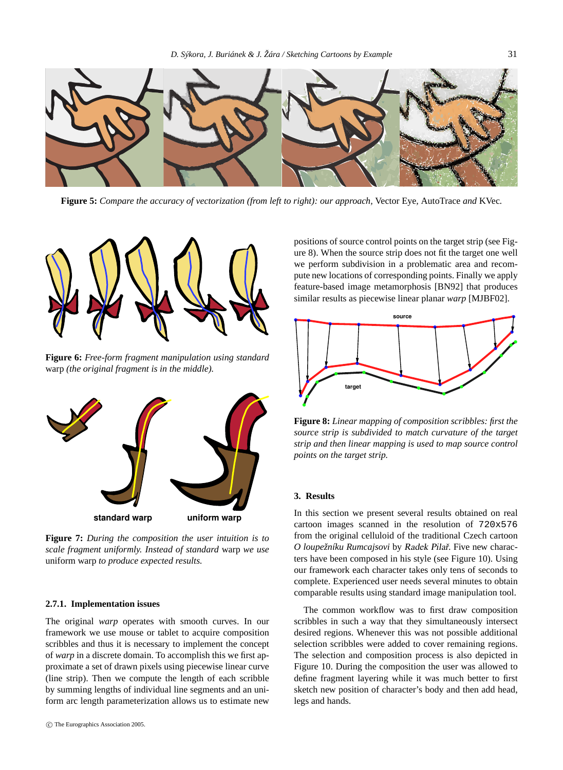**Figure 5:** *Compare the accuracy of vectorization (from left to right): our approach,* Vector Eye, AutoTrace *and* KVec.

**Figure 6:** *Free-form fragment manipulation using standard* warp *(the original fragment is in the middle).*

standard warp    uniform warp

**Figure 7:** *During the composition the user intuition is to scale fragment uniformly. Instead of standard* warp *we use* uniform warp *to produce expected results.*

#### 2.7.1. Implementation issues

The original *warp* operates with smooth curves. In our framework we use mouse or tablet to acquire composition scribbles and thus it is necessary to implement the concept of *warp* in a discrete domain. To accomplish this we first approximate a set of drawn pixels using piecewise linear curve (line strip). Then we compute the length of each scribble by summing lengths of individual line segments and an uniform arc length parameterization allows us to estimate new positions of source control points on the target strip (see Figure 8). When the source strip does not fit the target one well we perform subdivision in a problematic area and recompute new locations of corresponding points. Finally we apply feature-based image metamorphosis [BN92] that produces similar results as piecewise linear planar *warp* [MJBF02].

source

target

**Figure 8:** *Linear mapping of composition scribbles: first the source strip is subdivided to match curvature of the target strip and then linear mapping is used to map source control points on the target strip.*

### 3. Results

In this section we present several results obtained on real cartoon images scanned in the resolution of `720x576` from the original celluloid of the traditional Czech cartoon *O loupežníku Rumcajsovi* by *Radek Pilař*. Five new characters have been composed in his style (see Figure 10). Using our framework each character takes only tens of seconds to complete. Experienced user needs several minutes to obtain comparable results using standard image manipulation tool.

The common workflow was to first draw composition scribbles in such a way that they simultaneously intersect desired regions. Whenever this was not possible additional selection scribbles were added to cover remaining regions. The selection and composition process is also depicted in Figure 10. During the composition the user was allowed to define fragment layering while it was much better to first sketch new position of character's body and then add head, legs and hands.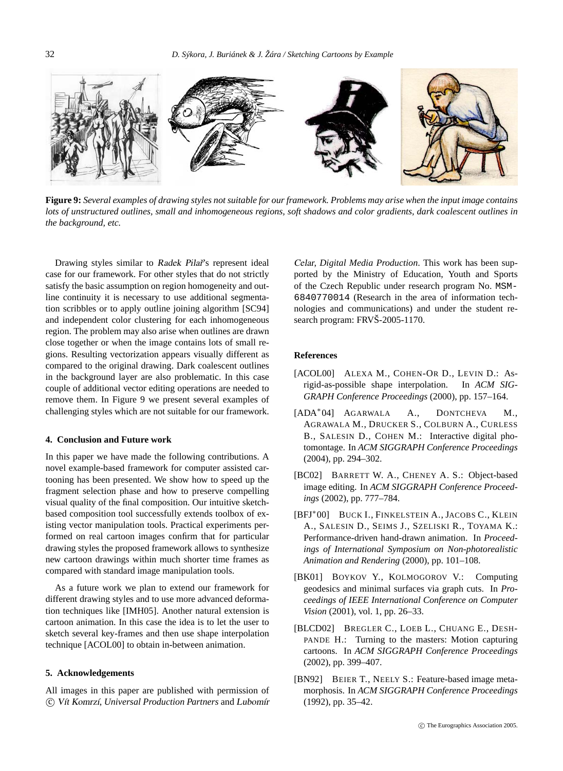**Figure 9:** *Several examples of drawing styles not suitable for our framework. Problems may arise when the input image contains lots of unstructured outlines, small and inhomogeneous regions, soft shadows and color gradients, dark coalescent outlines in the background, etc.*

Drawing styles similar to *Radek Pilař*'s represent ideal case for our framework. For other styles that do not strictly satisfy the basic assumption on region homogeneity and outline continuity it is necessary to use additional segmentation scribbles or to apply outline joining algorithm [SC94] and independent color clustering for each inhomogeneous region. The problem may also arise when outlines are drawn close together or when the image contains lots of small regions. Resulting vectorization appears visually different as compared to the original drawing. Dark coalescent outlines in the background layer are also problematic. In this case couple of additional vector editing operations are needed to remove them. In Figure 9 we present several examples of challenging styles which are not suitable for our framework.

## 4. Conclusion and Future work

In this paper we have made the following contributions. A novel example-based framework for computer assisted cartooning has been presented. We show how to speed up the fragment selection phase and how to preserve compelling visual quality of the final composition. Our intuitive sketch-based composition tool successfully extends toolbox of existing vector manipulation tools. Practical experiments performed on real cartoon images confirm that for particular drawing styles the proposed framework allows to synthesize new cartoon drawings within much shorter time frames as compared with standard image manipulation tools.

As a future work we plan to extend our framework for different drawing styles and to use more advanced deformation techniques like [IMH05]. Another natural extension is cartoon animation. In this case the idea is to let the user to sketch several key-frames and then use shape interpolation technique [ACOL00] to obtain in-between animation.

## 5. Acknowledgements

All images in this paper are published with permission of © *Vít Komrzí*, *Universal Production Partners* and *Lubomír Celar, Digital Media Production*. This work has been supported by the Ministry of Education, Youth and Sports of the Czech Republic under research program No. MSM-6840770014 (Research in the area of information technologies and communications) and under the student research program: FRVŠ-2005-1170.

## References

[ACOL00] ALEXA M., COHEN-OR D., LEVIN D.: As-rigid-as-possible shape interpolation. In *ACM SIGGRAPH Conference Proceedings* (2000), pp. 157–164.

[ADA*04] AGARWALA A., DONTCHEVA M., AGRAWALA M., DRUCKER S., COLBURN A., CURLESS B., SALESIN D., COHEN M.: Interactive digital photomontage. In *ACM SIGGRAPH Conference Proceedings* (2004), pp. 294–302.

[BC02] BARRETT W. A., CHENEY A. S.: Object-based image editing. In *ACM SIGGRAPH Conference Proceedings* (2002), pp. 777–784.

[BFJ*00] BUCK I., FINKELSTEIN A., JACOBS C., KLEIN A., SALESIN D., SEIMS J., SZELISKI R., TOYAMA K.: Performance-driven hand-drawn animation. In *Proceedings of International Symposium on Non-photorealistic Animation and Rendering* (2000), pp. 101–108.

[BK01] BOYKOV Y., KOLMOGOROV V.: Computing geodesics and minimal surfaces via graph cuts. In *Proceedings of IEEE International Conference on Computer Vision* (2001), vol. 1, pp. 26–33.

[BLCD02] BREGLER C., LOEB L., CHUANG E., DESHPANDE H.: Turning to the masters: Motion capturing cartoons. In *ACM SIGGRAPH Conference Proceedings* (2002), pp. 399–407.

[BN92] BEIER T., NEELY S.: Feature-based image metamorphosis. In *ACM SIGGRAPH Conference Proceedings* (1992), pp. 35–42.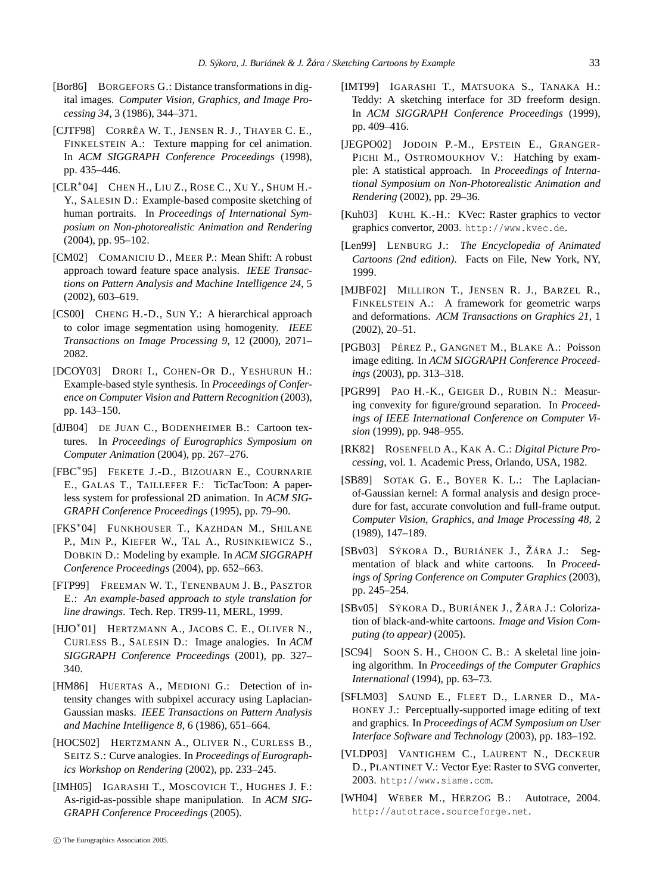[Bor86] BORGEFORS G.: Distance transformations in digital images. *Computer Vision, Graphics, and Image Processing 34*, 3 (1986), 344–371.

[CJTF98] CORRÊA W. T., JENSEN R. J., THAYER C. E., FINKELSTEIN A.: Texture mapping for cel animation. In *ACM SIGGRAPH Conference Proceedings* (1998), pp. 435–446.

[CLR*04] CHEN H., LIU Z., ROSE C., XU Y., SHUM H.-Y., SALESIN D.: Example-based composite sketching of human portraits. In *Proceedings of International Symposium on Non-photorealistic Animation and Rendering* (2004), pp. 95–102.

[CM02] COMANICIU D., MEER P.: Mean Shift: A robust approach toward feature space analysis. *IEEE Transactions on Pattern Analysis and Machine Intelligence 24*, 5 (2002), 603–619.

[CS00] CHENG H.-D., SUN Y.: A hierarchical approach to color image segmentation using homogenity. *IEEE Transactions on Image Processing 9*, 12 (2000), 2071–2082.

[DCOY03] DRORI I., COHEN-OR D., YESHURUN H.: Example-based style synthesis. In *Proceedings of Conference on Computer Vision and Pattern Recognition* (2003), pp. 143–150.

[dJB04] DE JUAN C., BODENHEIMER B.: Cartoon textures. In *Proceedings of Eurographics Symposium on Computer Animation* (2004), pp. 267–276.

[FBC*95] FEKETE J.-D., BIZOUARN E., COURNARIE E., GALAS T., TAILLEFER F.: TicTacToon: A paperless system for professional 2D animation. In *ACM SIGGRAPH Conference Proceedings* (1995), pp. 79–90.

[FKS*04] FUNKHOUSER T., KAZHDAN M., SHILANE P., MIN P., KIEFER W., TAL A., RUSINKIEWICZ S., DOBKIN D.: Modeling by example. In *ACM SIGGRAPH Conference Proceedings* (2004), pp. 652–663.

[FTP99] FREEMAN W. T., TENENBAUM J. B., PASZTOR E.: *An example-based approach to style translation for line drawings*. Tech. Rep. TR99-11, MERL, 1999.

[HJO*01] HERTZMANN A., JACOBS C. E., OLIVER N., CURLESS B., SALESIN D.: Image analogies. In *ACM SIGGRAPH Conference Proceedings* (2001), pp. 327–340.

[HM86] HUERTAS A., MEDIONI G.: Detection of intensity changes with subpixel accuracy using Laplacian-Gaussian masks. *IEEE Transactions on Pattern Analysis and Machine Intelligence 8*, 6 (1986), 651–664.

[HOCS02] HERTZMANN A., OLIVER N., CURLESS B., SEITZ S.: Curve analogies. In *Proceedings of Eurographics Workshop on Rendering* (2002), pp. 233–245.

[IMH05] IGARASHI T., MOSCOVICH T., HUGHES J. F.: As-rigid-as-possible shape manipulation. In *ACM SIGGRAPH Conference Proceedings* (2005).

[IMT99] IGARASHI T., MATSUOKA S., TANAKA H.: Teddy: A sketching interface for 3D freeform design. In *ACM SIGGRAPH Conference Proceedings* (1999), pp. 409–416.

[JEGPO02] JODOIN P.-M., EPSTEIN E., GRANGER-PICHI M., OSTROMOUKHOV V.: Hatching by example: A statistical approach. In *Proceedings of International Symposium on Non-Photorealistic Animation and Rendering* (2002), pp. 29–36.

[Kuh03] KUHL K.-H.: KVec: Raster graphics to vector graphics convertor, 2003. http://www.kvec.de.

[Len99] LENBURG J.: *The Encyclopedia of Animated Cartoons (2nd edition)*. Facts on File, New York, NY, 1999.

[MJBF02] MILLIRON T., JENSEN R. J., BARZEL R., FINKELSTEIN A.: A framework for geometric warps and deformations. *ACM Transactions on Graphics 21*, 1 (2002), 20–51.

[PGB03] PÉREZ P., GANGNET M., BLAKE A.: Poisson image editing. In *ACM SIGGRAPH Conference Proceedings* (2003), pp. 313–318.

[PGR99] PAO H.-K., GEIGER D., RUBIN N.: Measuring convexity for figure/ground separation. In *Proceedings of IEEE International Conference on Computer Vision* (1999), pp. 948–955.

[RK82] ROSENFELD A., KAK A. C.: *Digital Picture Processing*, vol. 1. Academic Press, Orlando, USA, 1982.

[SB89] SOTAK G. E., BOYER K. L.: The Laplacian-of-Gaussian kernel: A formal analysis and design procedure for fast, accurate convolution and full-frame output. *Computer Vision, Graphics, and Image Processing 48*, 2 (1989), 147–189.

[SBv03] SÝKORA D., BURIÁNEK J., ŽÁRA J.: Segmentation of black and white cartoons. In *Proceedings of Spring Conference on Computer Graphics* (2003), pp. 245–254.

[SBv05] SÝKORA D., BURIÁNEK J., ŽÁRA J.: Colorization of black-and-white cartoons. *Image and Vision Computing (to appear)* (2005).

[SC94] SOON S. H., CHOON C. B.: A skeletal line joining algorithm. In *Proceedings of the Computer Graphics International* (1994), pp. 63–73.

[SFLM03] SAUND E., FLEET D., LARNER D., MAHONEY J.: Perceptually-supported image editing of text and graphics. In *Proceedings of ACM Symposium on User Interface Software and Technology* (2003), pp. 183–192.

[VLDP03] VANTIGHEM C., LAURENT N., DECKEUR D., PLANTINET V.: Vector Eye: Raster to SVG converter, 2003. http://www.siame.com.

[WH04] WEBER M., HERZOG B.: Autotrace, 2004. http://autotrace.sourceforge.net.